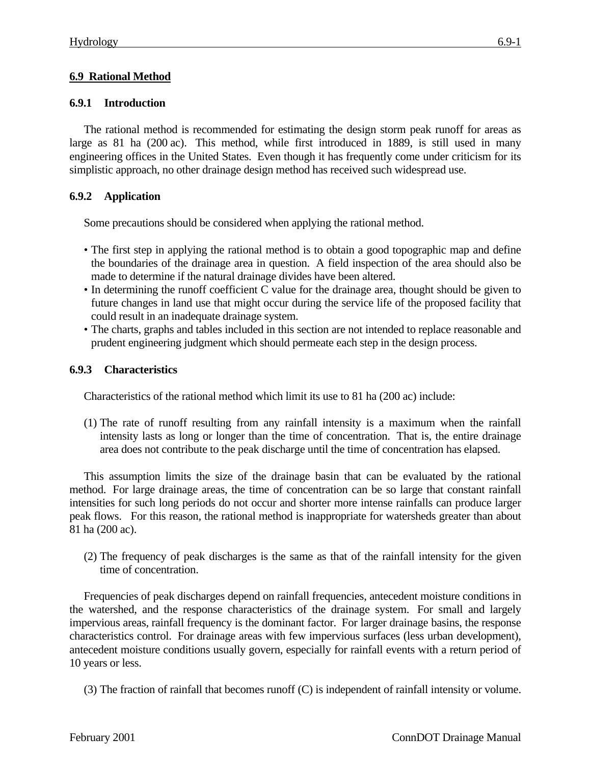## 6.9 Rational Method

### 6.9.1 Introduction

The rational method is recommended for estimating the design storm peak runoff for areas as large as 81 ha (200 ac). This method, while first introduced in 1889, is still used in many engineering offices in the United States. Even though it has frequently come under criticism for its simplistic approach, no other drainage design method has received such widespread use.

### 6.9.2 Application

Some precautions should be considered when applying the rational method.

- The first step in applying the rational method is to obtain a good topographic map and define the boundaries of the drainage area in question. A field inspection of the area should also be made to determine if the natural drainage divides have been altered.
- In determining the runoff coefficient C value for the drainage area, thought should be given to future changes in land use that might occur during the service life of the proposed facility that could result in an inadequate drainage system.
- The charts, graphs and tables included in this section are not intended to replace reasonable and prudent engineering judgment which should permeate each step in the design process.

### 6.9.3 Characteristics

Characteristics of the rational method which limit its use to 81 ha (200 ac) include:

(1) The rate of runoff resulting from any rainfall intensity is a maximum when the rainfall intensity lasts as long or longer than the time of concentration. That is, the entire drainage area does not contribute to the peak discharge until the time of concentration has elapsed.

This assumption limits the size of the drainage basin that can be evaluated by the rational method. For large drainage areas, the time of concentration can be so large that constant rainfall intensities for such long periods do not occur and shorter more intense rainfalls can produce larger peak flows. For this reason, the rational method is inappropriate for watersheds greater than about 81 ha (200 ac).

(2) The frequency of peak discharges is the same as that of the rainfall intensity for the given time of concentration.

Frequencies of peak discharges depend on rainfall frequencies, antecedent moisture conditions in the watershed, and the response characteristics of the drainage system. For small and largely impervious areas, rainfall frequency is the dominant factor. For larger drainage basins, the response characteristics control. For drainage areas with few impervious surfaces (less urban development), antecedent moisture conditions usually govern, especially for rainfall events with a return period of 10 years or less.

(3) The fraction of rainfall that becomes runoff (C) is independent of rainfall intensity or volume.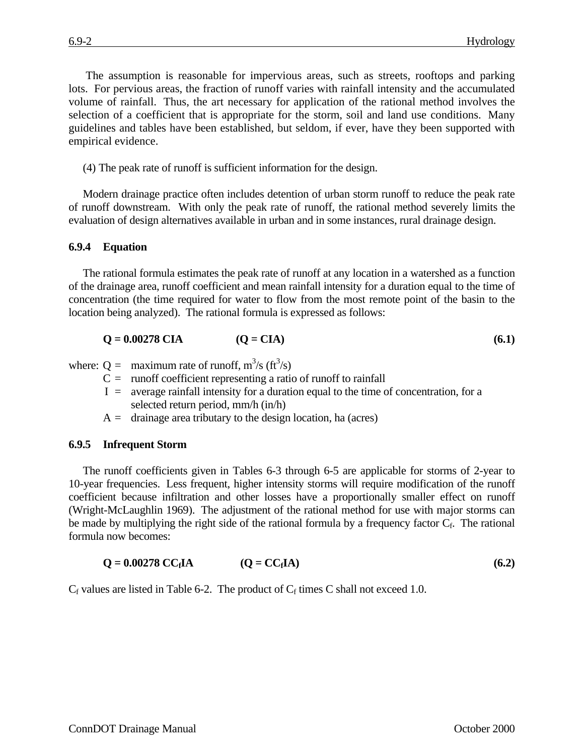The assumption is reasonable for impervious areas, such as streets, rooftops and parking lots. For pervious areas, the fraction of runoff varies with rainfall intensity and the accumulated volume of rainfall. Thus, the art necessary for application of the rational method involves the selection of a coefficient that is appropriate for the storm, soil and land use conditions. Many guidelines and tables have been established, but seldom, if ever, have they been supported with empirical evidence.

(4) The peak rate of runoff is sufficient information for the design.

Modern drainage practice often includes detention of urban storm runoff to reduce the peak rate of runoff downstream. With only the peak rate of runoff, the rational method severely limits the evaluation of design alternatives available in urban and in some instances, rural drainage design.

### 6.9.4 Equation

The rational formula estimates the peak rate of runoff at any location in a watershed as a function of the drainage area, runoff coefficient and mean rainfall intensity for a duration equal to the time of concentration (the time required for water to flow from the most remote point of the basin to the location being analyzed). The rational formula is expressed as follows:

$$\mathbf{Q = 0.00278\ CIA \qquad (Q = CIA)} \tag{6.1}$$

where:
- Q = maximum rate of runoff, $m^3/s$ ($ft^3/s$)
- C = runoff coefficient representing a ratio of runoff to rainfall
- I = average rainfall intensity for a duration equal to the time of concentration, for a selected return period, mm/h (in/h)
- A = drainage area tributary to the design location, ha (acres)

### 6.9.5 Infrequent Storm

The runoff coefficients given in Tables 6-3 through 6-5 are applicable for storms of 2-year to 10-year frequencies. Less frequent, higher intensity storms will require modification of the runoff coefficient because infiltration and other losses have a proportionally smaller effect on runoff (Wright-McLaughlin 1969). The adjustment of the rational method for use with major storms can be made by multiplying the right side of the rational formula by a frequency factor $C_f$. The rational formula now becomes:

$$\mathbf{Q = 0.00278\ CC_fIA \qquad (Q = CC_fIA)} \tag{6.2}$$

$C_f$ values are listed in Table 6-2. The product of $C_f$ times C shall not exceed 1.0.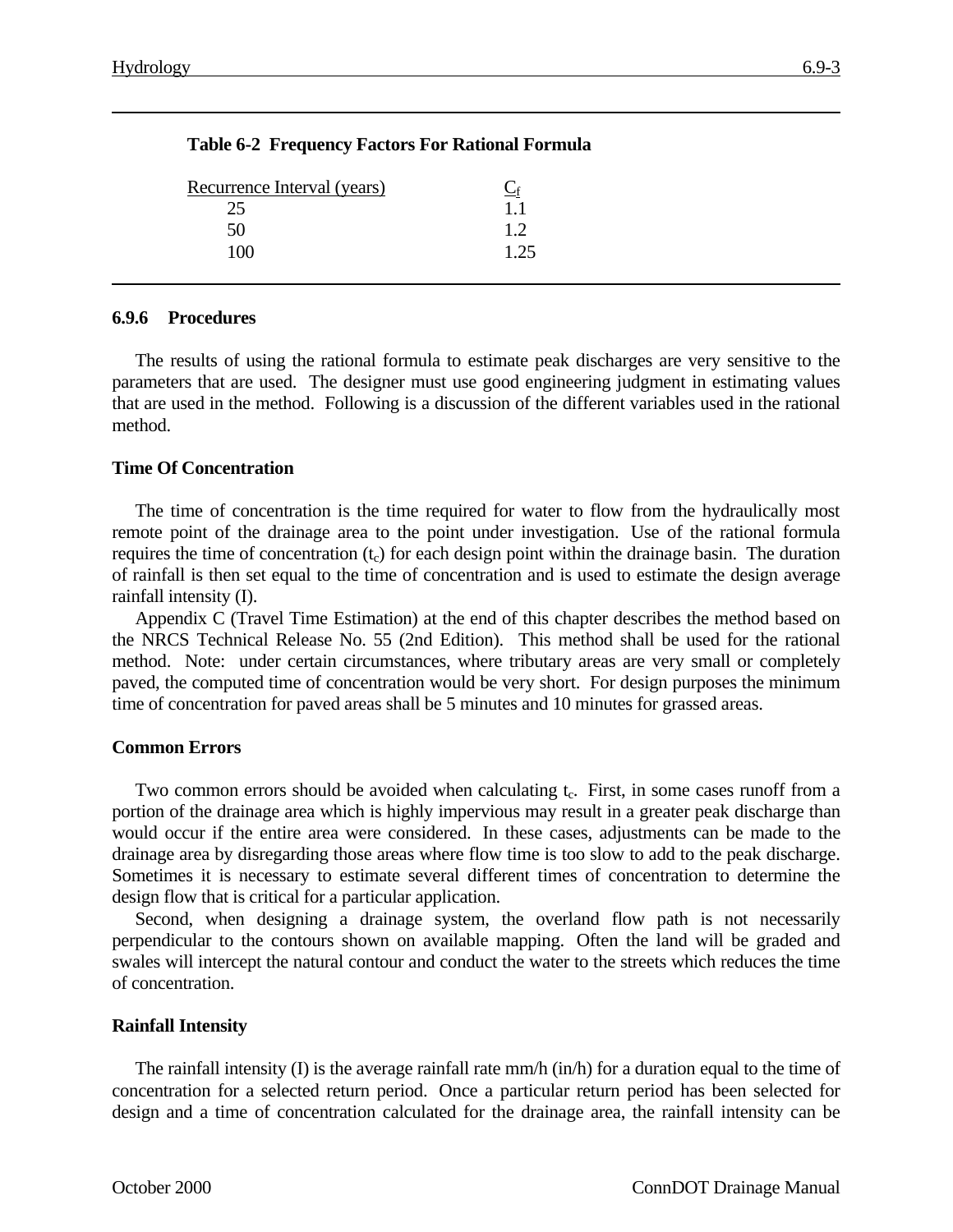**Table 6-2 Frequency Factors For Rational Formula**

| Recurrence Interval (years) | $C_f$ |
|---|---|
| 25 | 1.1 |
| 50 | 1.2 |
| 100 | 1.25 |

### 6.9.6 Procedures

The results of using the rational formula to estimate peak discharges are very sensitive to the parameters that are used. The designer must use good engineering judgment in estimating values that are used in the method. Following is a discussion of the different variables used in the rational method.

#### Time Of Concentration

The time of concentration is the time required for water to flow from the hydraulically most remote point of the drainage area to the point under investigation. Use of the rational formula requires the time of concentration ($t_c$) for each design point within the drainage basin. The duration of rainfall is then set equal to the time of concentration and is used to estimate the design average rainfall intensity (I).

Appendix C (Travel Time Estimation) at the end of this chapter describes the method based on the NRCS Technical Release No. 55 (2nd Edition). This method shall be used for the rational method. Note: under certain circumstances, where tributary areas are very small or completely paved, the computed time of concentration would be very short. For design purposes the minimum time of concentration for paved areas shall be 5 minutes and 10 minutes for grassed areas.

#### Common Errors

Two common errors should be avoided when calculating $t_c$. First, in some cases runoff from a portion of the drainage area which is highly impervious may result in a greater peak discharge than would occur if the entire area were considered. In these cases, adjustments can be made to the drainage area by disregarding those areas where flow time is too slow to add to the peak discharge. Sometimes it is necessary to estimate several different times of concentration to determine the design flow that is critical for a particular application.

Second, when designing a drainage system, the overland flow path is not necessarily perpendicular to the contours shown on available mapping. Often the land will be graded and swales will intercept the natural contour and conduct the water to the streets which reduces the time of concentration.

#### Rainfall Intensity

The rainfall intensity (I) is the average rainfall rate mm/h (in/h) for a duration equal to the time of concentration for a selected return period. Once a particular return period has been selected for design and a time of concentration calculated for the drainage area, the rainfall intensity can be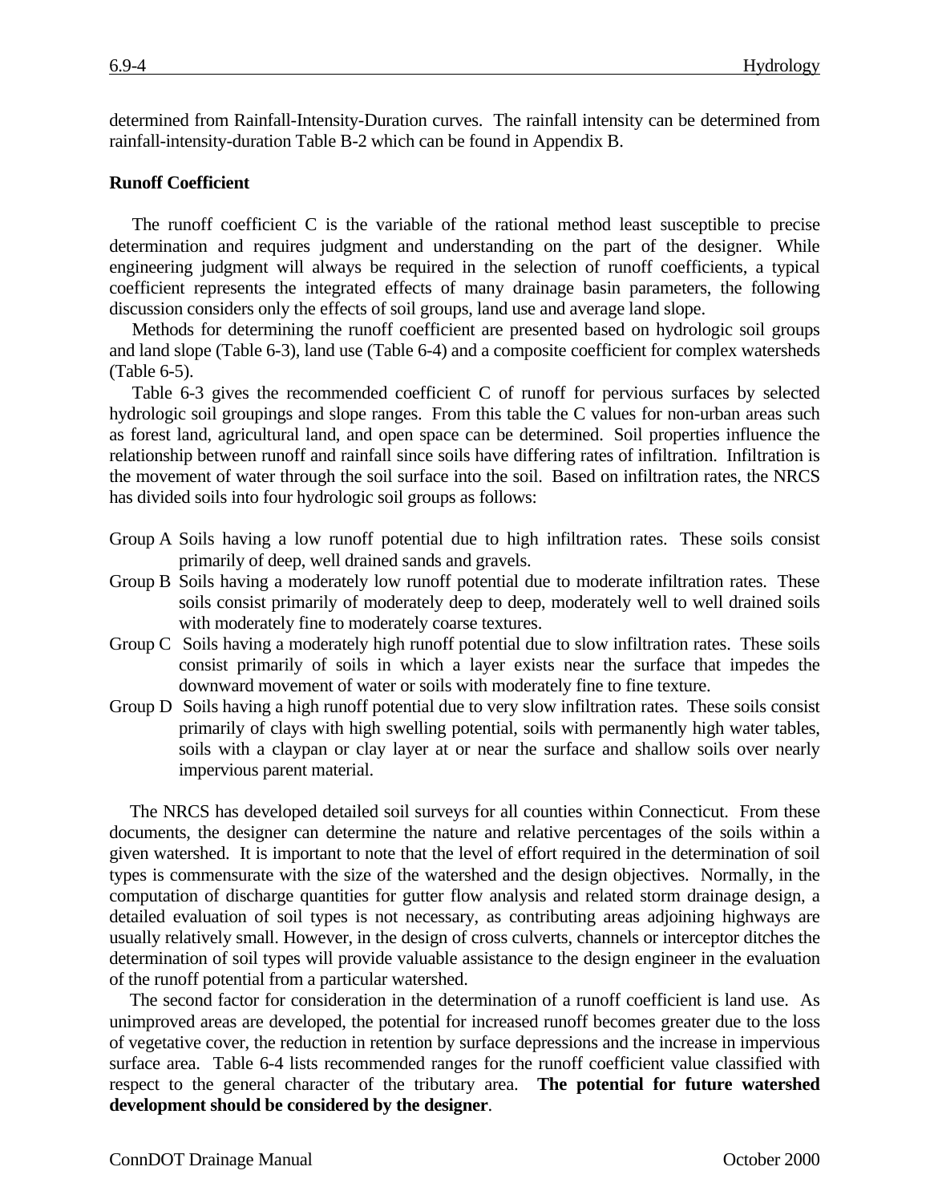determined from Rainfall-Intensity-Duration curves. The rainfall intensity can be determined from rainfall-intensity-duration Table B-2 which can be found in Appendix B.

**Runoff Coefficient**

The runoff coefficient C is the variable of the rational method least susceptible to precise determination and requires judgment and understanding on the part of the designer. While engineering judgment will always be required in the selection of runoff coefficients, a typical coefficient represents the integrated effects of many drainage basin parameters, the following discussion considers only the effects of soil groups, land use and average land slope.

Methods for determining the runoff coefficient are presented based on hydrologic soil groups and land slope (Table 6-3), land use (Table 6-4) and a composite coefficient for complex watersheds (Table 6-5).

Table 6-3 gives the recommended coefficient C of runoff for pervious surfaces by selected hydrologic soil groupings and slope ranges. From this table the C values for non-urban areas such as forest land, agricultural land, and open space can be determined. Soil properties influence the relationship between runoff and rainfall since soils have differing rates of infiltration. Infiltration is the movement of water through the soil surface into the soil. Based on infiltration rates, the NRCS has divided soils into four hydrologic soil groups as follows:

- Group A Soils having a low runoff potential due to high infiltration rates. These soils consist primarily of deep, well drained sands and gravels.
- Group B Soils having a moderately low runoff potential due to moderate infiltration rates. These soils consist primarily of moderately deep to deep, moderately well to well drained soils with moderately fine to moderately coarse textures.
- Group C Soils having a moderately high runoff potential due to slow infiltration rates. These soils consist primarily of soils in which a layer exists near the surface that impedes the downward movement of water or soils with moderately fine to fine texture.
- Group D Soils having a high runoff potential due to very slow infiltration rates. These soils consist primarily of clays with high swelling potential, soils with permanently high water tables, soils with a claypan or clay layer at or near the surface and shallow soils over nearly impervious parent material.

The NRCS has developed detailed soil surveys for all counties within Connecticut. From these documents, the designer can determine the nature and relative percentages of the soils within a given watershed. It is important to note that the level of effort required in the determination of soil types is commensurate with the size of the watershed and the design objectives. Normally, in the computation of discharge quantities for gutter flow analysis and related storm drainage design, a detailed evaluation of soil types is not necessary, as contributing areas adjoining highways are usually relatively small. However, in the design of cross culverts, channels or interceptor ditches the determination of soil types will provide valuable assistance to the design engineer in the evaluation of the runoff potential from a particular watershed.

The second factor for consideration in the determination of a runoff coefficient is land use. As unimproved areas are developed, the potential for increased runoff becomes greater due to the loss of vegetative cover, the reduction in retention by surface depressions and the increase in impervious surface area. Table 6-4 lists recommended ranges for the runoff coefficient value classified with respect to the general character of the tributary area. **The potential for future watershed development should be considered by the designer**.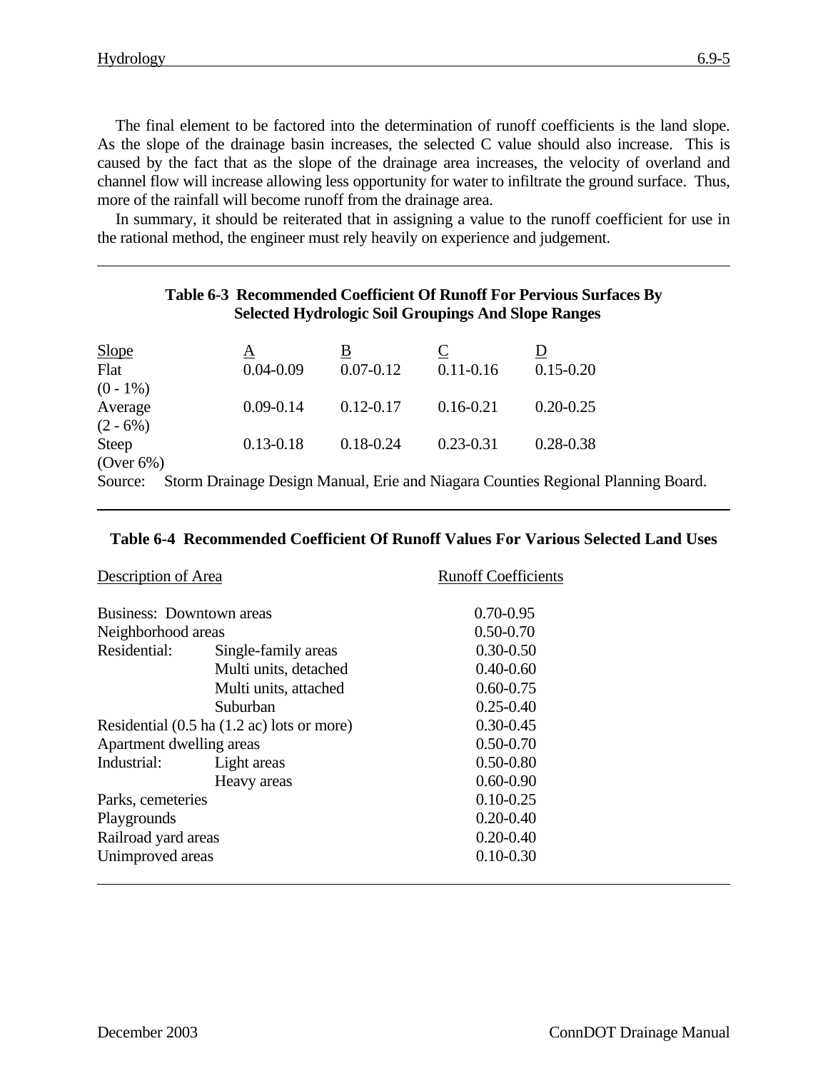The final element to be factored into the determination of runoff coefficients is the land slope. As the slope of the drainage basin increases, the selected C value should also increase. This is caused by the fact that as the slope of the drainage area increases, the velocity of overland and channel flow will increase allowing less opportunity for water to infiltrate the ground surface. Thus, more of the rainfall will become runoff from the drainage area.

In summary, it should be reiterated that in assigning a value to the runoff coefficient for use in the rational method, the engineer must rely heavily on experience and judgement.

**Table 6-3 Recommended Coefficient Of Runoff For Pervious Surfaces By Selected Hydrologic Soil Groupings And Slope Ranges**

| Slope | A | B | C | D |
|---|---|---|---|---|
| Flat (0 - 1%) | 0.04-0.09 | 0.07-0.12 | 0.11-0.16 | 0.15-0.20 |
| Average (2 - 6%) | 0.09-0.14 | 0.12-0.17 | 0.16-0.21 | 0.20-0.25 |
| Steep (Over 6%) | 0.13-0.18 | 0.18-0.24 | 0.23-0.31 | 0.28-0.38 |

Source: Storm Drainage Design Manual, Erie and Niagara Counties Regional Planning Board.

**Table 6-4 Recommended Coefficient Of Runoff Values For Various Selected Land Uses**

| Description of Area | | Runoff Coefficients |
|---|---|---|
| Business: Downtown areas | | 0.70-0.95 |
| Neighborhood areas | | 0.50-0.70 |
| Residential: | Single-family areas | 0.30-0.50 |
| | Multi units, detached | 0.40-0.60 |
| | Multi units, attached | 0.60-0.75 |
| | Suburban | 0.25-0.40 |
| Residential (0.5 ha (1.2 ac) lots or more) | | 0.30-0.45 |
| Apartment dwelling areas | | 0.50-0.70 |
| Industrial: | Light areas | 0.50-0.80 |
| | Heavy areas | 0.60-0.90 |
| Parks, cemeteries | | 0.10-0.25 |
| Playgrounds | | 0.20-0.40 |
| Railroad yard areas | | 0.20-0.40 |
| Unimproved areas | | 0.10-0.30 |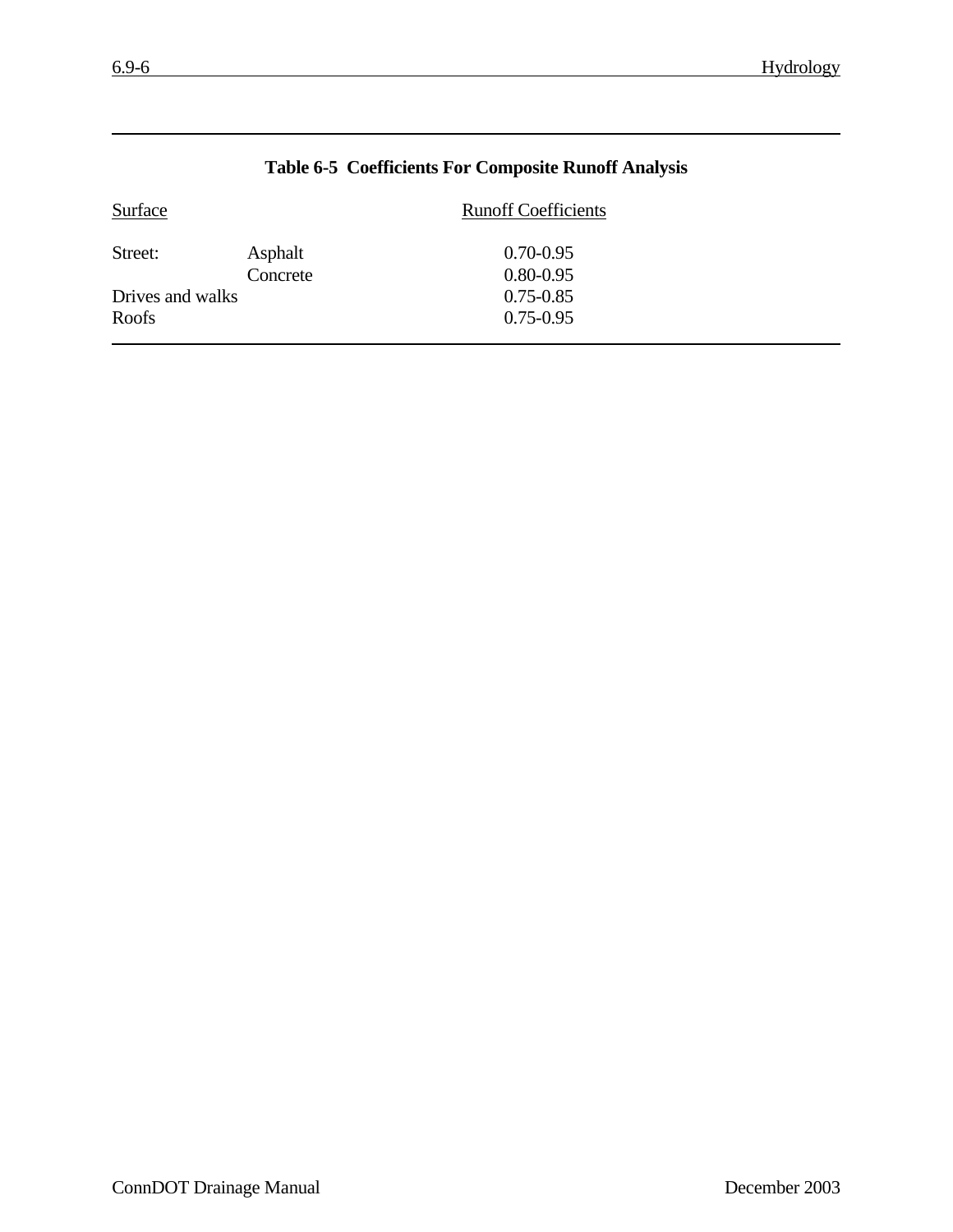**Table 6-5 Coefficients For Composite Runoff Analysis**

| Surface | | Runoff Coefficients |
|---|---|---|
| Street: | Asphalt | 0.70-0.95 |
| | Concrete | 0.80-0.95 |
| Drives and walks | | 0.75-0.85 |
| Roofs | | 0.75-0.95 |